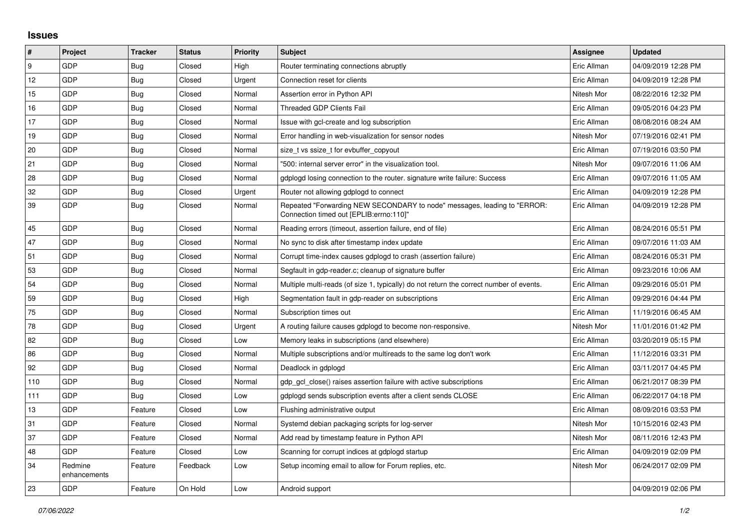## Issues

| # | Project | Tracker | Status | Priority | Subject | Assignee | Updated |
|---|---|---|---|---|---|---|---|
| 9 | GDP | Bug | Closed | High | Router terminating connections abruptly | Eric Allman | 04/09/2019 12:28 PM |
| 12 | GDP | Bug | Closed | Urgent | Connection reset for clients | Eric Allman | 04/09/2019 12:28 PM |
| 15 | GDP | Bug | Closed | Normal | Assertion error in Python API | Nitesh Mor | 08/22/2016 12:32 PM |
| 16 | GDP | Bug | Closed | Normal | Threaded GDP Clients Fail | Eric Allman | 09/05/2016 04:23 PM |
| 17 | GDP | Bug | Closed | Normal | Issue with gcl-create and log subscription | Eric Allman | 08/08/2016 08:24 AM |
| 19 | GDP | Bug | Closed | Normal | Error handling in web-visualization for sensor nodes | Nitesh Mor | 07/19/2016 02:41 PM |
| 20 | GDP | Bug | Closed | Normal | size_t vs ssize_t for evbuffer_copyout | Eric Allman | 07/19/2016 03:50 PM |
| 21 | GDP | Bug | Closed | Normal | "500: internal server error" in the visualization tool. | Nitesh Mor | 09/07/2016 11:06 AM |
| 28 | GDP | Bug | Closed | Normal | gdplogd losing connection to the router. signature write failure: Success | Eric Allman | 09/07/2016 11:05 AM |
| 32 | GDP | Bug | Closed | Urgent | Router not allowing gdplogd to connect | Eric Allman | 04/09/2019 12:28 PM |
| 39 | GDP | Bug | Closed | Normal | Repeated "Forwarding NEW SECONDARY to node" messages, leading to "ERROR: Connection timed out [EPLIB:errno:110]" | Eric Allman | 04/09/2019 12:28 PM |
| 45 | GDP | Bug | Closed | Normal | Reading errors (timeout, assertion failure, end of file) | Eric Allman | 08/24/2016 05:51 PM |
| 47 | GDP | Bug | Closed | Normal | No sync to disk after timestamp index update | Eric Allman | 09/07/2016 11:03 AM |
| 51 | GDP | Bug | Closed | Normal | Corrupt time-index causes gdplogd to crash (assertion failure) | Eric Allman | 08/24/2016 05:31 PM |
| 53 | GDP | Bug | Closed | Normal | Segfault in gdp-reader.c; cleanup of signature buffer | Eric Allman | 09/23/2016 10:06 AM |
| 54 | GDP | Bug | Closed | Normal | Multiple multi-reads (of size 1, typically) do not return the correct number of events. | Eric Allman | 09/29/2016 05:01 PM |
| 59 | GDP | Bug | Closed | High | Segmentation fault in gdp-reader on subscriptions | Eric Allman | 09/29/2016 04:44 PM |
| 75 | GDP | Bug | Closed | Normal | Subscription times out | Eric Allman | 11/19/2016 06:45 AM |
| 78 | GDP | Bug | Closed | Urgent | A routing failure causes gdplogd to become non-responsive. | Nitesh Mor | 11/01/2016 01:42 PM |
| 82 | GDP | Bug | Closed | Low | Memory leaks in subscriptions (and elsewhere) | Eric Allman | 03/20/2019 05:15 PM |
| 86 | GDP | Bug | Closed | Normal | Multiple subscriptions and/or multireads to the same log don't work | Eric Allman | 11/12/2016 03:31 PM |
| 92 | GDP | Bug | Closed | Normal | Deadlock in gdplogd | Eric Allman | 03/11/2017 04:45 PM |
| 110 | GDP | Bug | Closed | Normal | gdp_gcl_close() raises assertion failure with active subscriptions | Eric Allman | 06/21/2017 08:39 PM |
| 111 | GDP | Bug | Closed | Low | gdplogd sends subscription events after a client sends CLOSE | Eric Allman | 06/22/2017 04:18 PM |
| 13 | GDP | Feature | Closed | Low | Flushing administrative output | Eric Allman | 08/09/2016 03:53 PM |
| 31 | GDP | Feature | Closed | Normal | Systemd debian packaging scripts for log-server | Nitesh Mor | 10/15/2016 02:43 PM |
| 37 | GDP | Feature | Closed | Normal | Add read by timestamp feature in Python API | Nitesh Mor | 08/11/2016 12:43 PM |
| 48 | GDP | Feature | Closed | Low | Scanning for corrupt indices at gdplogd startup | Eric Allman | 04/09/2019 02:09 PM |
| 34 | Redmine enhancements | Feature | Feedback | Low | Setup incoming email to allow for Forum replies, etc. | Nitesh Mor | 06/24/2017 02:09 PM |
| 23 | GDP | Feature | On Hold | Low | Android support | | 04/09/2019 02:06 PM |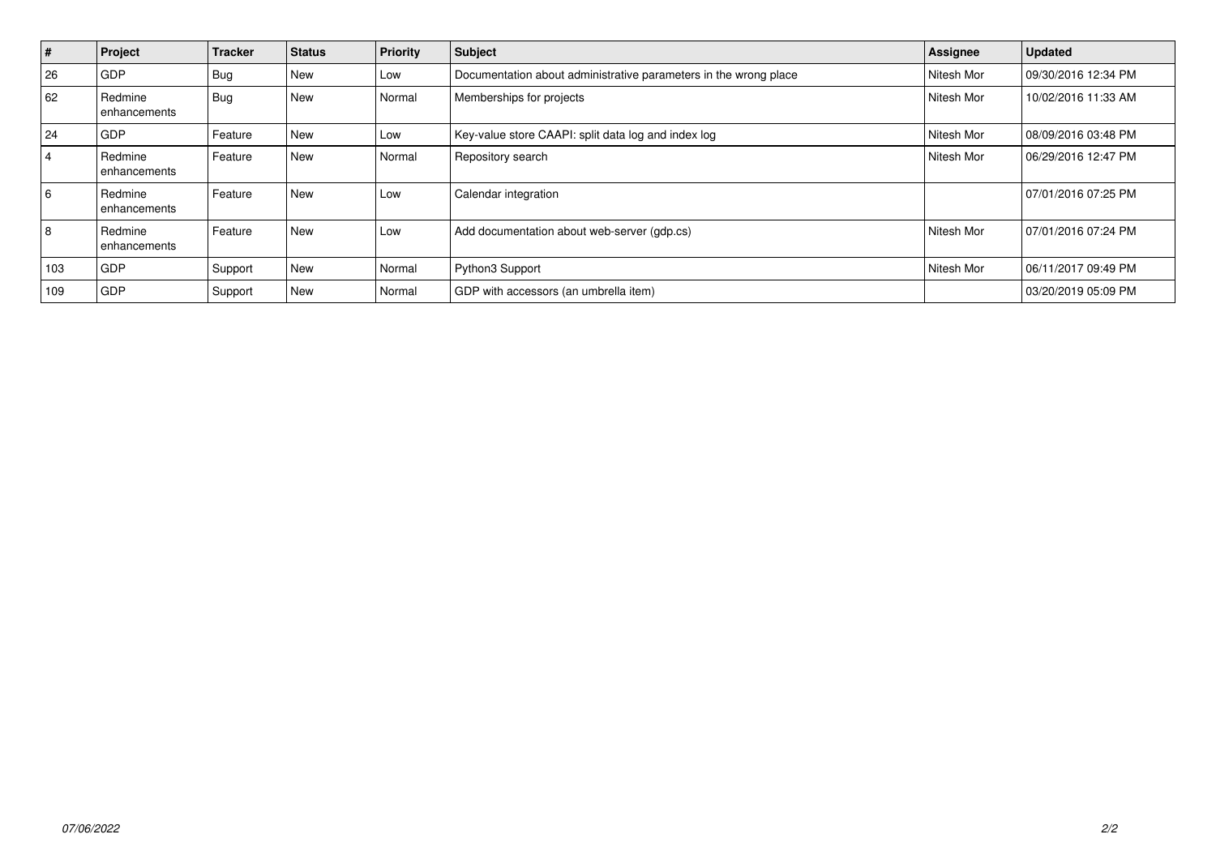| # | Project | Tracker | Status | Priority | Subject | Assignee | Updated |
|---|---|---|---|---|---|---|---|
| 26 | GDP | Bug | New | Low | Documentation about administrative parameters in the wrong place | Nitesh Mor | 09/30/2016 12:34 PM |
| 62 | Redmine enhancements | Bug | New | Normal | Memberships for projects | Nitesh Mor | 10/02/2016 11:33 AM |
| 24 | GDP | Feature | New | Low | Key-value store CAAPI: split data log and index log | Nitesh Mor | 08/09/2016 03:48 PM |
| 4 | Redmine enhancements | Feature | New | Normal | Repository search | Nitesh Mor | 06/29/2016 12:47 PM |
| 6 | Redmine enhancements | Feature | New | Low | Calendar integration | | 07/01/2016 07:25 PM |
| 8 | Redmine enhancements | Feature | New | Low | Add documentation about web-server (gdp.cs) | Nitesh Mor | 07/01/2016 07:24 PM |
| 103 | GDP | Support | New | Normal | Python3 Support | Nitesh Mor | 06/11/2017 09:49 PM |
| 109 | GDP | Support | New | Normal | GDP with accessors (an umbrella item) | | 03/20/2019 05:09 PM |

*07/06/2022*